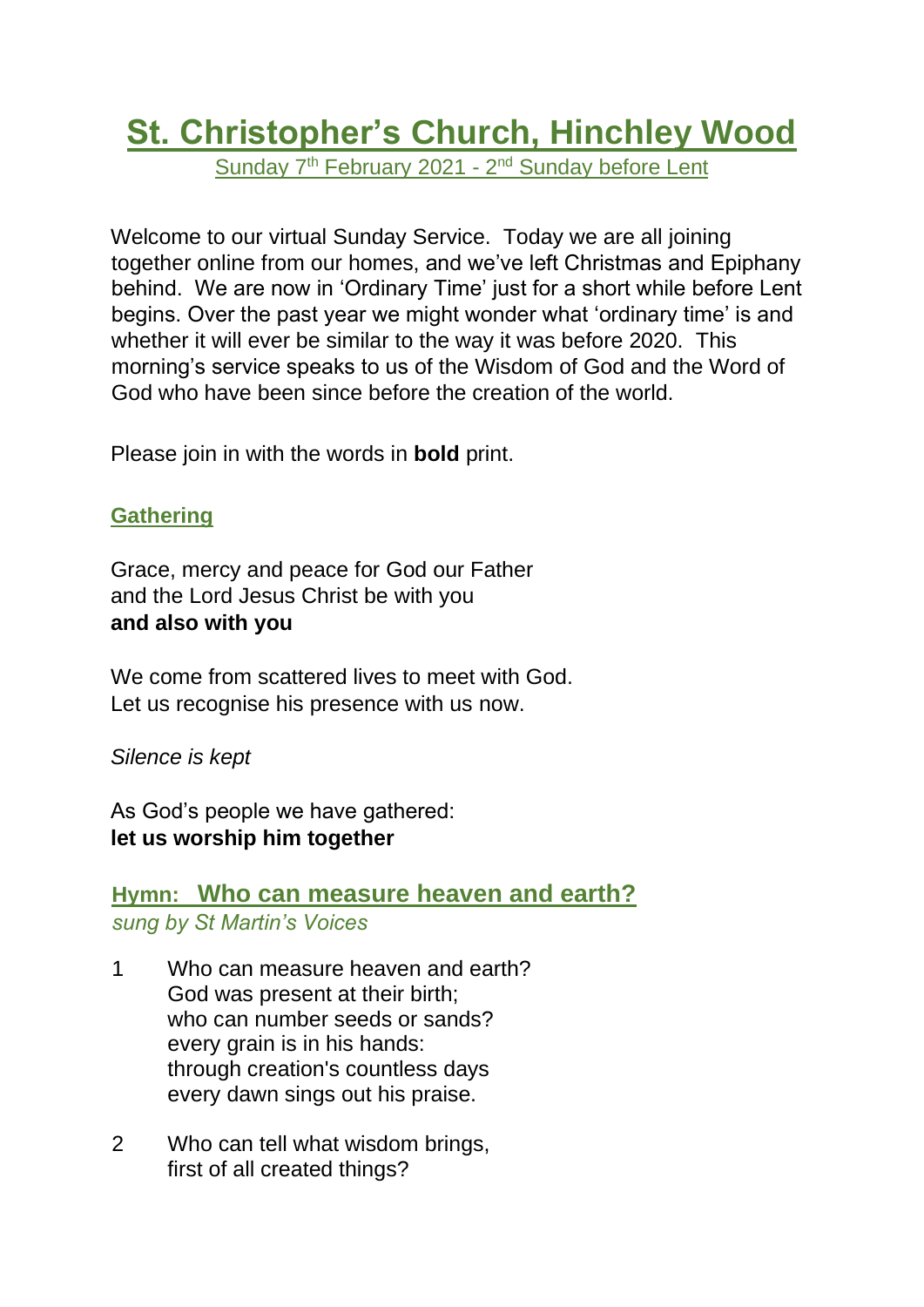# St. Christopher's Church, Hinchley Wood

Sunday 7th February 2021 - 2nd Sunday before Lent

Welcome to our virtual Sunday Service. Today we are all joining together online from our homes, and we've left Christmas and Epiphany behind. We are now in 'Ordinary Time' just for a short while before Lent begins. Over the past year we might wonder what 'ordinary time' is and whether it will ever be similar to the way it was before 2020. This morning's service speaks to us of the Wisdom of God and the Word of God who have been since before the creation of the world.

Please join in with the words in **bold** print.

## Gathering

Grace, mercy and peace for God our Father
and the Lord Jesus Christ be with you
**and also with you**

We come from scattered lives to meet with God.
Let us recognise his presence with us now.

*Silence is kept*

As God's people we have gathered:
**let us worship him together**

## Hymn: Who can measure heaven and earth?

*sung by St Martin's Voices*

1. Who can measure heaven and earth?
   God was present at their birth;
   who can number seeds or sands?
   every grain is in his hands:
   through creation's countless days
   every dawn sings out his praise.

2. Who can tell what wisdom brings,
   first of all created things?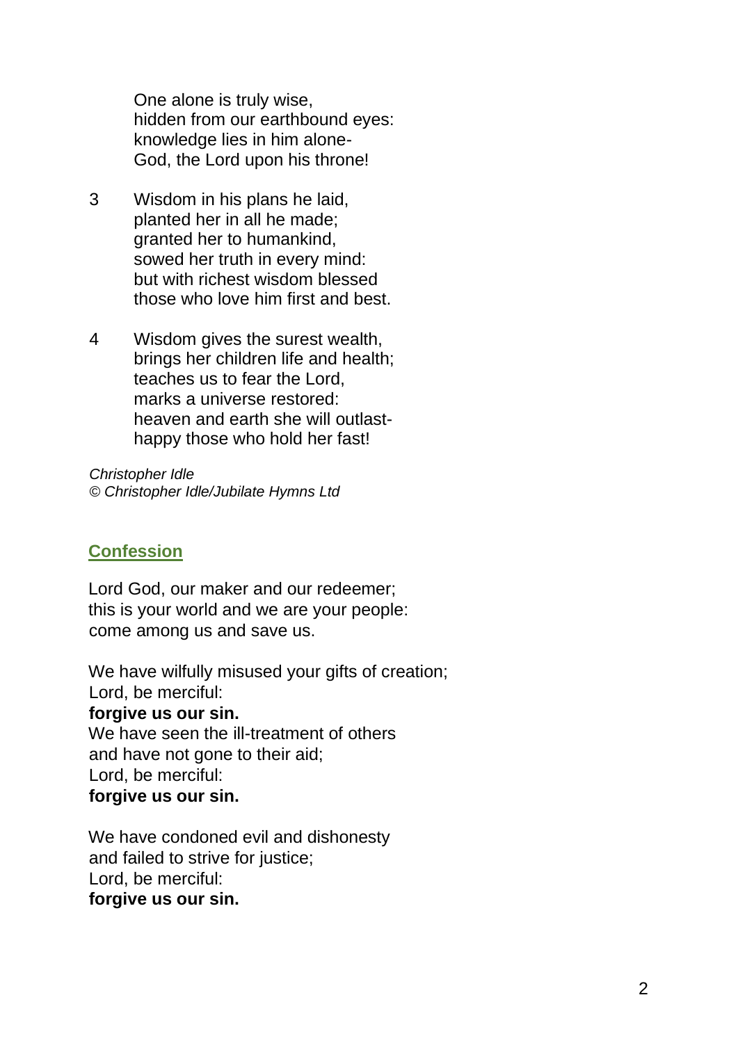One alone is truly wise,
hidden from our earthbound eyes:
knowledge lies in him alone-
God, the Lord upon his throne!

3 Wisdom in his plans he laid,
planted her in all he made;
granted her to humankind,
sowed her truth in every mind:
but with richest wisdom blessed
those who love him first and best.

4 Wisdom gives the surest wealth,
brings her children life and health;
teaches us to fear the Lord,
marks a universe restored:
heaven and earth she will outlast-
happy those who hold her fast!

*Christopher Idle*
*© Christopher Idle/Jubilate Hymns Ltd*

## Confession

Lord God, our maker and our redeemer;
this is your world and we are your people:
come among us and save us.

We have wilfully misused your gifts of creation;
Lord, be merciful:
**forgive us our sin.**
We have seen the ill-treatment of others
and have not gone to their aid;
Lord, be merciful:
**forgive us our sin.**

We have condoned evil and dishonesty
and failed to strive for justice;
Lord, be merciful:
**forgive us our sin.**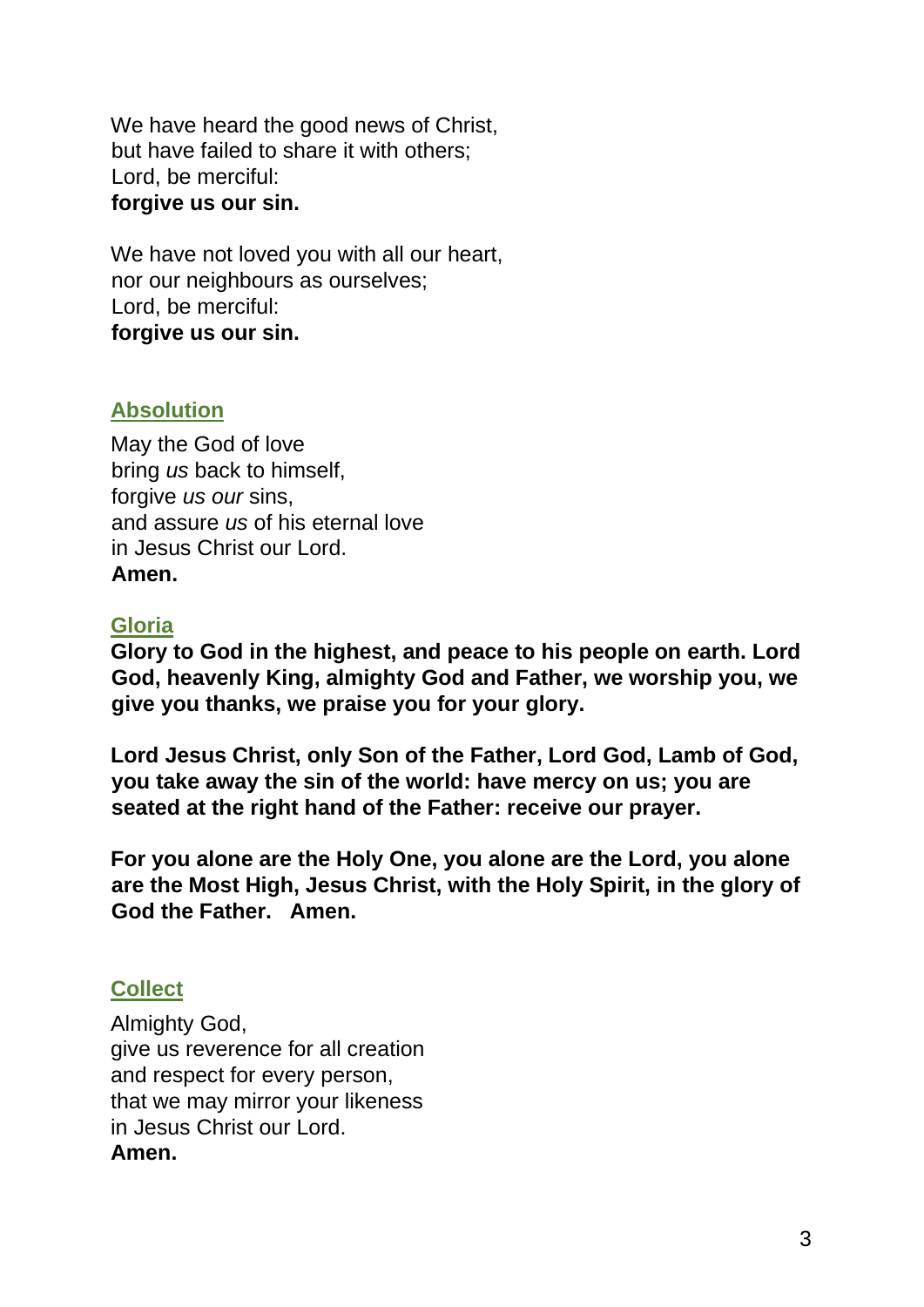We have heard the good news of Christ,
but have failed to share it with others;
Lord, be merciful:
**forgive us our sin.**

We have not loved you with all our heart,
nor our neighbours as ourselves;
Lord, be merciful:
**forgive us our sin.**

## Absolution

May the God of love
bring *us* back to himself,
forgive *us our* sins,
and assure *us* of his eternal love
in Jesus Christ our Lord.
**Amen.**

## Gloria

**Glory to God in the highest, and peace to his people on earth. Lord God, heavenly King, almighty God and Father, we worship you, we give you thanks, we praise you for your glory.**

**Lord Jesus Christ, only Son of the Father, Lord God, Lamb of God, you take away the sin of the world: have mercy on us; you are seated at the right hand of the Father: receive our prayer.**

**For you alone are the Holy One, you alone are the Lord, you alone are the Most High, Jesus Christ, with the Holy Spirit, in the glory of God the Father. Amen.**

## Collect

Almighty God,
give us reverence for all creation
and respect for every person,
that we may mirror your likeness
in Jesus Christ our Lord.
**Amen.**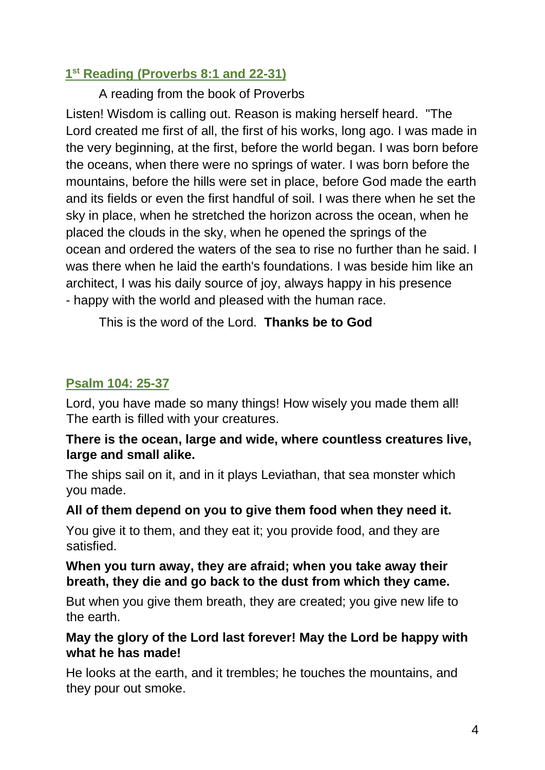## 1st Reading (Proverbs 8:1 and 22-31)

A reading from the book of Proverbs

Listen! Wisdom is calling out. Reason is making herself heard. "The Lord created me first of all, the first of his works, long ago. I was made in the very beginning, at the first, before the world began. I was born before the oceans, when there were no springs of water. I was born before the mountains, before the hills were set in place, before God made the earth and its fields or even the first handful of soil. I was there when he set the sky in place, when he stretched the horizon across the ocean, when he placed the clouds in the sky, when he opened the springs of the ocean and ordered the waters of the sea to rise no further than he said. I was there when he laid the earth's foundations. I was beside him like an architect, I was his daily source of joy, always happy in his presence - happy with the world and pleased with the human race.

This is the word of the Lord. **Thanks be to God**

## Psalm 104: 25-37

Lord, you have made so many things! How wisely you made them all! The earth is filled with your creatures.

**There is the ocean, large and wide, where countless creatures live, large and small alike.**

The ships sail on it, and in it plays Leviathan, that sea monster which you made.

**All of them depend on you to give them food when they need it.**

You give it to them, and they eat it; you provide food, and they are satisfied.

**When you turn away, they are afraid; when you take away their breath, they die and go back to the dust from which they came.**

But when you give them breath, they are created; you give new life to the earth.

**May the glory of the Lord last forever! May the Lord be happy with what he has made!**

He looks at the earth, and it trembles; he touches the mountains, and they pour out smoke.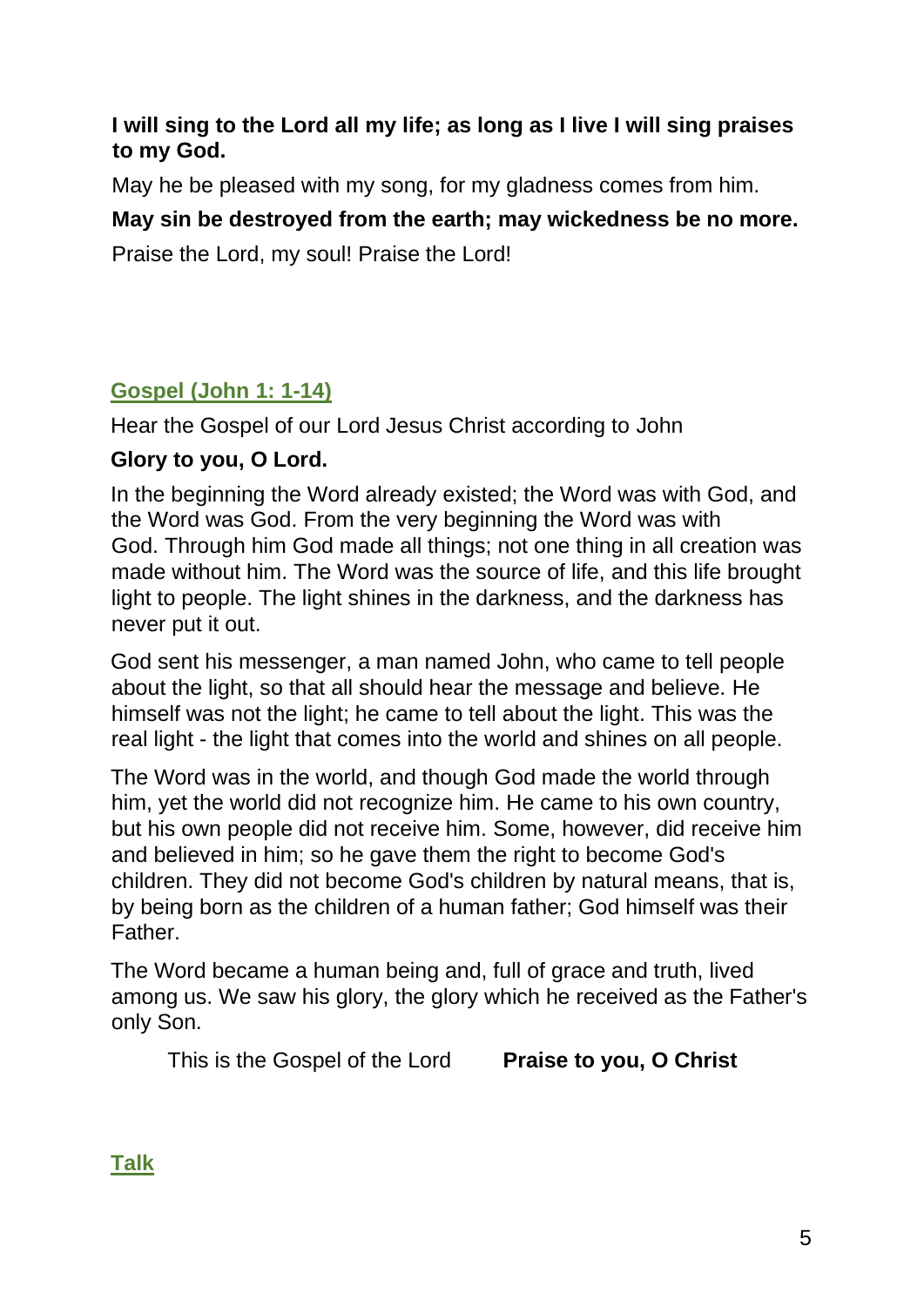**I will sing to the Lord all my life; as long as I live I will sing praises to my God.**

May he be pleased with my song, for my gladness comes from him.

**May sin be destroyed from the earth; may wickedness be no more.**

Praise the Lord, my soul! Praise the Lord!

## Gospel (John 1: 1-14)

Hear the Gospel of our Lord Jesus Christ according to John

**Glory to you, O Lord.**

In the beginning the Word already existed; the Word was with God, and the Word was God. From the very beginning the Word was with God. Through him God made all things; not one thing in all creation was made without him. The Word was the source of life, and this life brought light to people. The light shines in the darkness, and the darkness has never put it out.

God sent his messenger, a man named John, who came to tell people about the light, so that all should hear the message and believe. He himself was not the light; he came to tell about the light. This was the real light - the light that comes into the world and shines on all people.

The Word was in the world, and though God made the world through him, yet the world did not recognize him. He came to his own country, but his own people did not receive him. Some, however, did receive him and believed in him; so he gave them the right to become God's children. They did not become God's children by natural means, that is, by being born as the children of a human father; God himself was their Father.

The Word became a human being and, full of grace and truth, lived among us. We saw his glory, the glory which he received as the Father's only Son.

This is the Gospel of the Lord **Praise to you, O Christ**

## Talk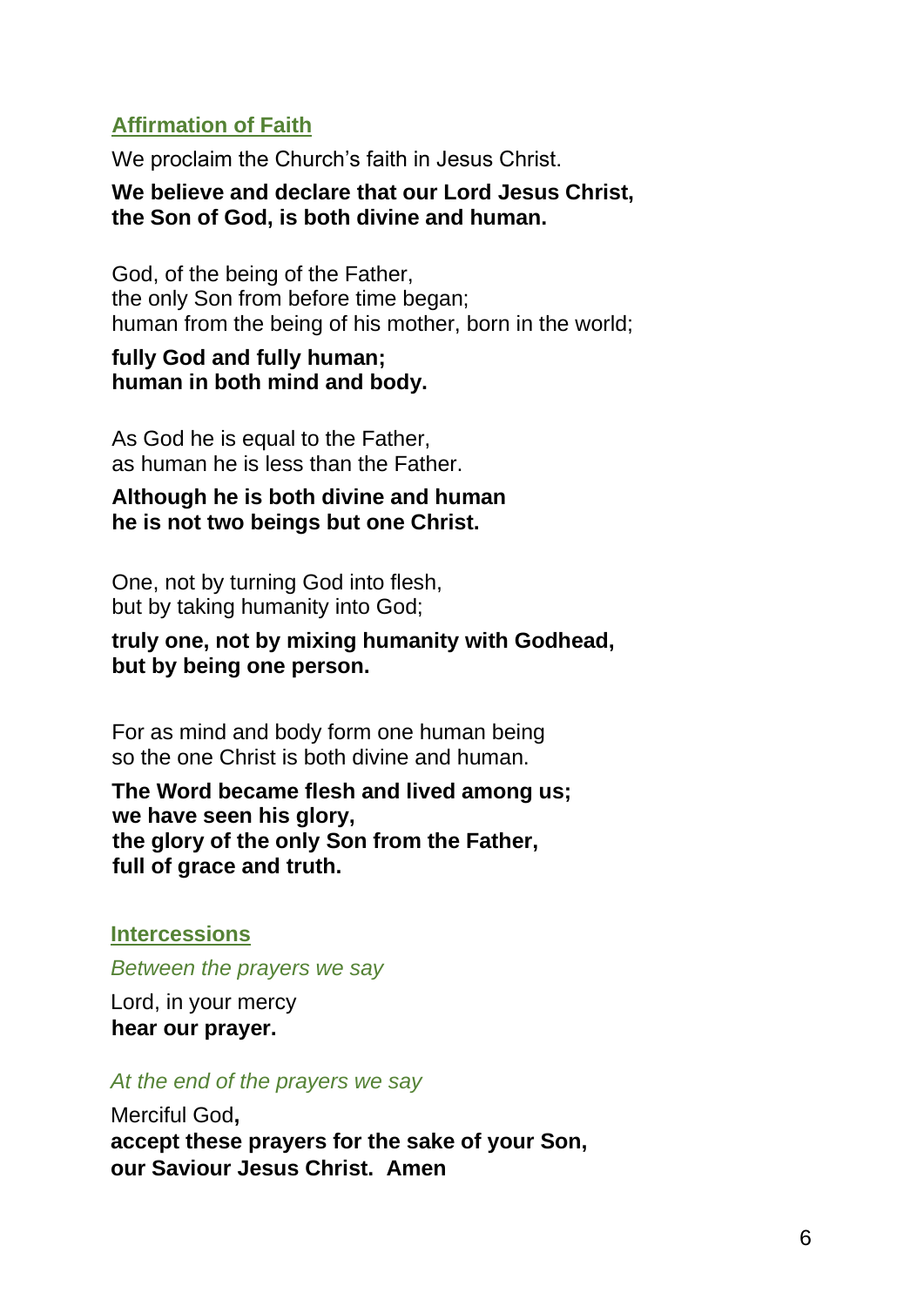## Affirmation of Faith

We proclaim the Church's faith in Jesus Christ.

**We believe and declare that our Lord Jesus Christ,
the Son of God, is both divine and human.**

God, of the being of the Father,
the only Son from before time began;
human from the being of his mother, born in the world;

**fully God and fully human;
human in both mind and body.**

As God he is equal to the Father,
as human he is less than the Father.

**Although he is both divine and human
he is not two beings but one Christ.**

One, not by turning God into flesh,
but by taking humanity into God;

**truly one, not by mixing humanity with Godhead,
but by being one person.**

For as mind and body form one human being
so the one Christ is both divine and human.

**The Word became flesh and lived among us;
we have seen his glory,
the glory of the only Son from the Father,
full of grace and truth.**

## Intercessions

*Between the prayers we say*

Lord, in your mercy
**hear our prayer.**

*At the end of the prayers we say*

Merciful God**,**
**accept these prayers for the sake of your Son,
our Saviour Jesus Christ. Amen**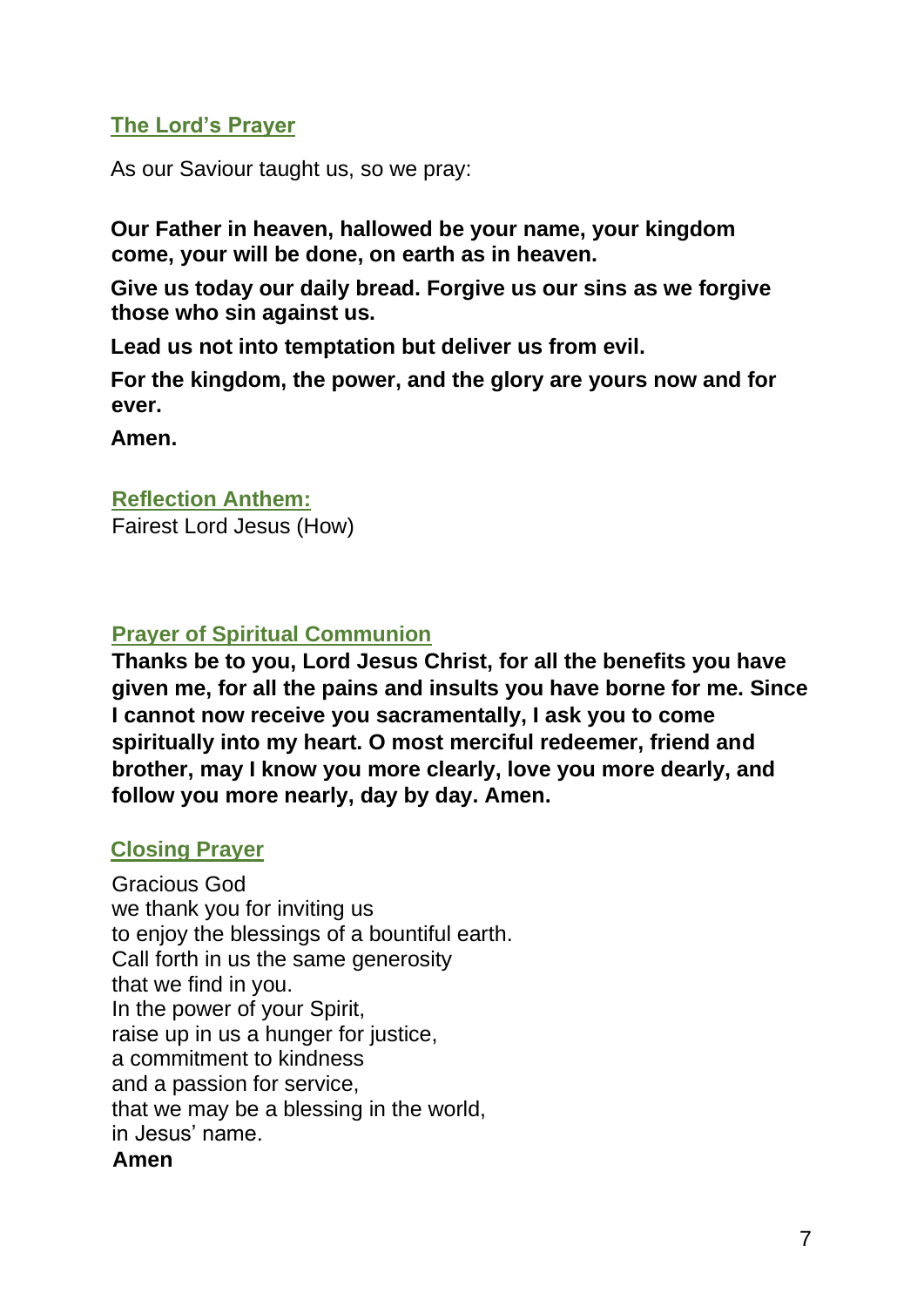## The Lord's Prayer

As our Saviour taught us, so we pray:

**Our Father in heaven, hallowed be your name, your kingdom come, your will be done, on earth as in heaven.**

**Give us today our daily bread. Forgive us our sins as we forgive those who sin against us.**

**Lead us not into temptation but deliver us from evil.**

**For the kingdom, the power, and the glory are yours now and for ever.**

**Amen.**

## Reflection Anthem:

Fairest Lord Jesus (How)

## Prayer of Spiritual Communion

**Thanks be to you, Lord Jesus Christ, for all the benefits you have given me, for all the pains and insults you have borne for me. Since I cannot now receive you sacramentally, I ask you to come spiritually into my heart. O most merciful redeemer, friend and brother, may I know you more clearly, love you more dearly, and follow you more nearly, day by day. Amen.**

## Closing Prayer

Gracious God  
we thank you for inviting us  
to enjoy the blessings of a bountiful earth.  
Call forth in us the same generosity  
that we find in you.  
In the power of your Spirit,  
raise up in us a hunger for justice,  
a commitment to kindness  
and a passion for service,  
that we may be a blessing in the world,  
in Jesus' name.  
**Amen**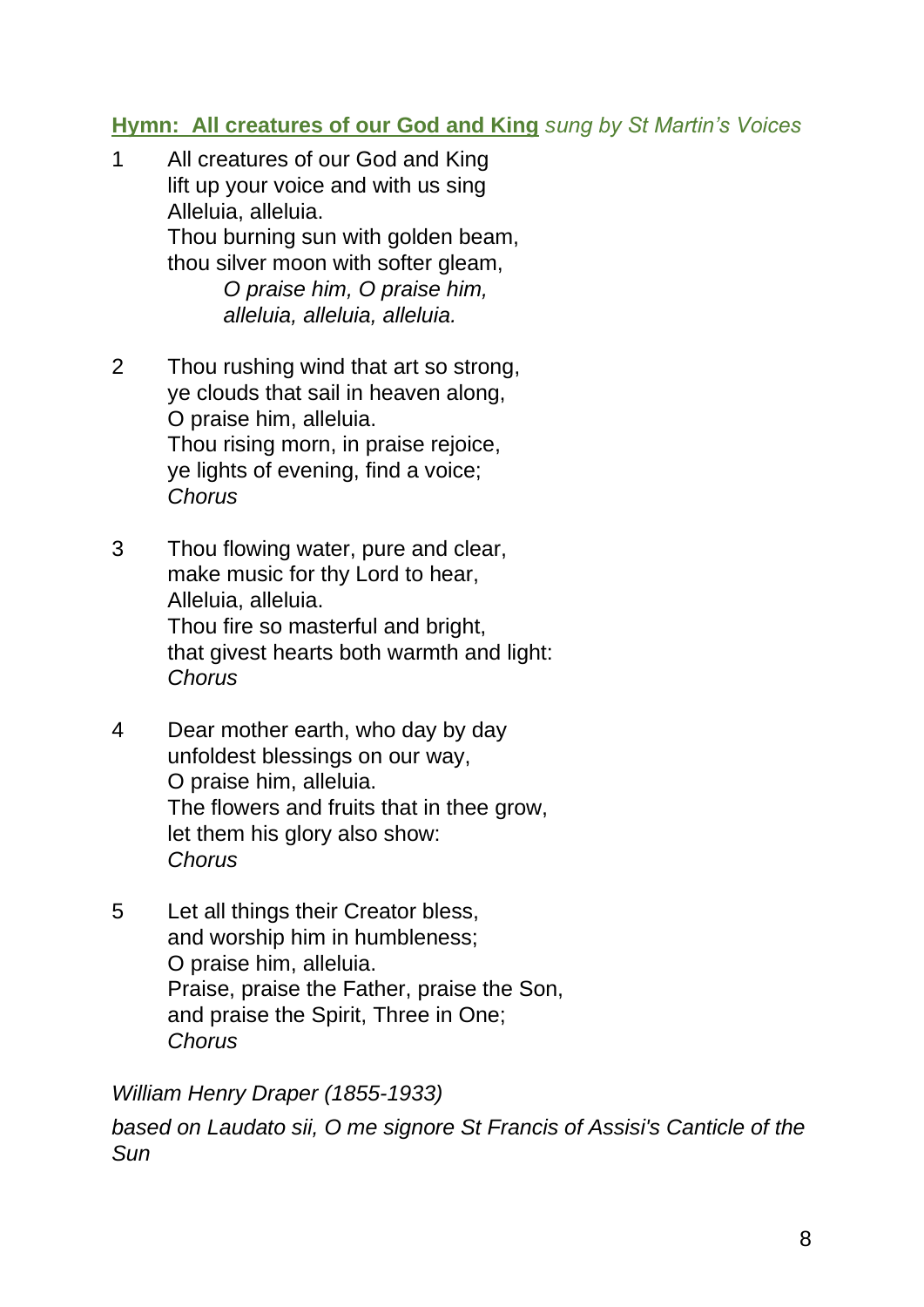**Hymn: All creatures of our God and King** *sung by St Martin's Voices*

1. All creatures of our God and King  
lift up your voice and with us sing  
Alleluia, alleluia.  
Thou burning sun with golden beam,  
thou silver moon with softer gleam,  
*O praise him, O praise him,*  
*alleluia, alleluia, alleluia.*

2. Thou rushing wind that art so strong,  
ye clouds that sail in heaven along,  
O praise him, alleluia.  
Thou rising morn, in praise rejoice,  
ye lights of evening, find a voice;  
*Chorus*

3. Thou flowing water, pure and clear,  
make music for thy Lord to hear,  
Alleluia, alleluia.  
Thou fire so masterful and bright,  
that givest hearts both warmth and light:  
*Chorus*

4. Dear mother earth, who day by day  
unfoldest blessings on our way,  
O praise him, alleluia.  
The flowers and fruits that in thee grow,  
let them his glory also show:  
*Chorus*

5. Let all things their Creator bless,  
and worship him in humbleness;  
O praise him, alleluia.  
Praise, praise the Father, praise the Son,  
and praise the Spirit, Three in One;  
*Chorus*

*William Henry Draper (1855-1933)*

*based on Laudato sii, O me signore St Francis of Assisi's Canticle of the Sun*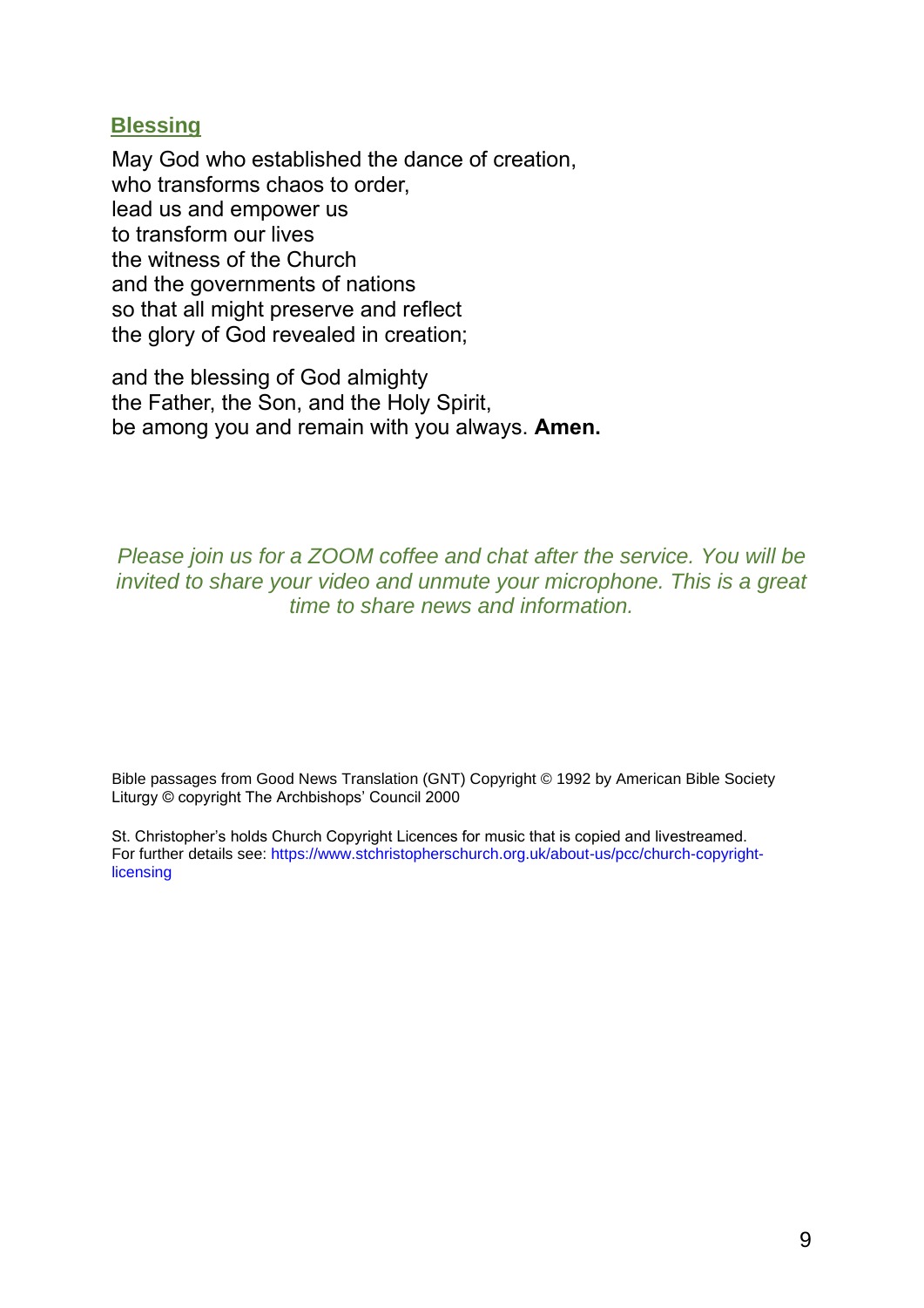## Blessing

May God who established the dance of creation,
who transforms chaos to order,
lead us and empower us
to transform our lives
the witness of the Church
and the governments of nations
so that all might preserve and reflect
the glory of God revealed in creation;

and the blessing of God almighty
the Father, the Son, and the Holy Spirit,
be among you and remain with you always. **Amen.**

*Please join us for a ZOOM coffee and chat after the service. You will be invited to share your video and unmute your microphone. This is a great time to share news and information.*

Bible passages from Good News Translation (GNT) Copyright © 1992 by American Bible Society
Liturgy © copyright The Archbishops' Council 2000

St. Christopher's holds Church Copyright Licences for music that is copied and livestreamed.
For further details see: https://www.stchristopherschurch.org.uk/about-us/pcc/church-copyright-licensing